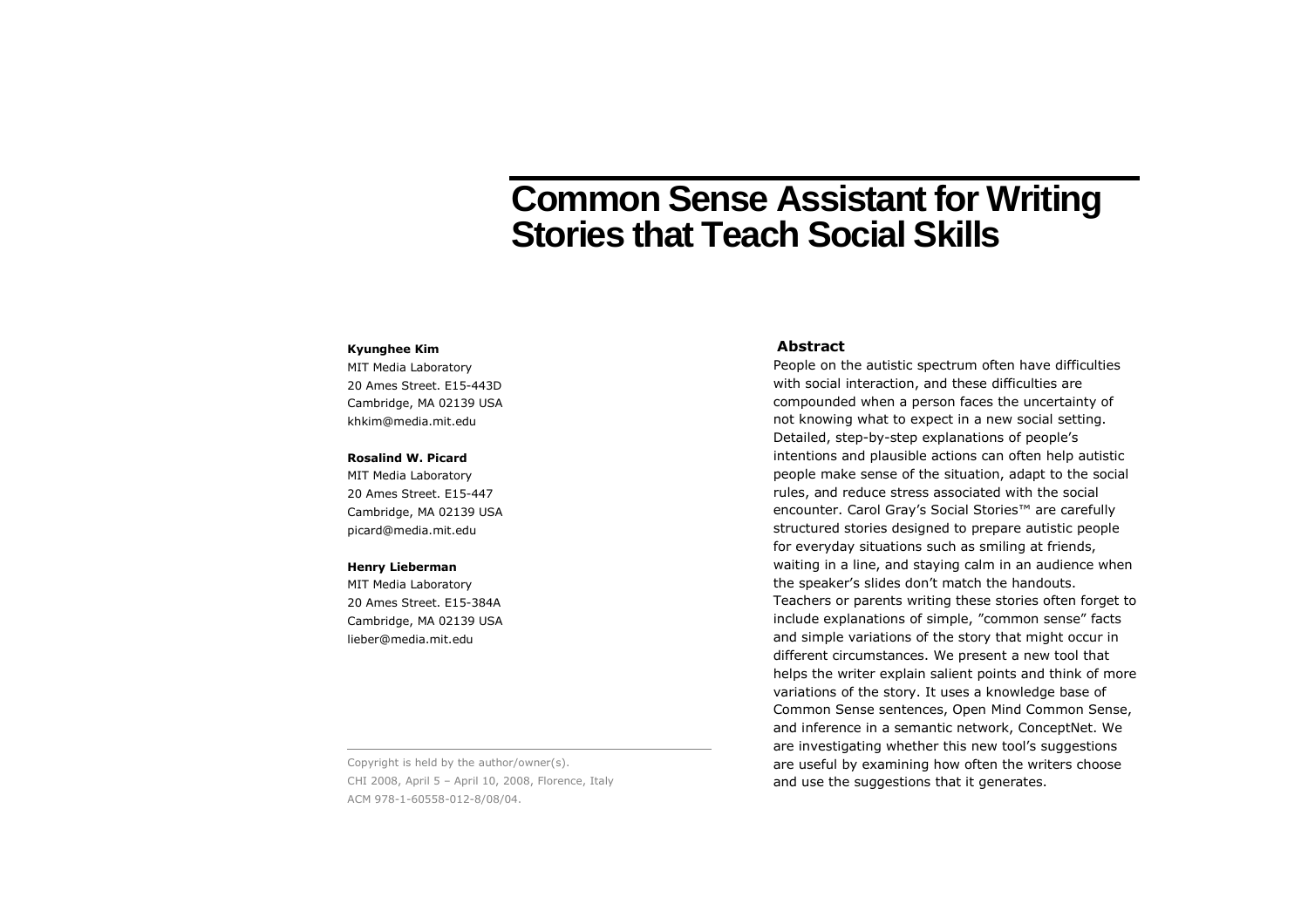# Common Sense Assistant for Writing Stories that Teach Social Skills

**Kyunghee Kim**
MIT Media Laboratory
20 Ames Street. E15-443D
Cambridge, MA 02139 USA
khkim@media.mit.edu

**Rosalind W. Picard**
MIT Media Laboratory
20 Ames Street. E15-447
Cambridge, MA 02139 USA
picard@media.mit.edu

**Henry Lieberman**
MIT Media Laboratory
20 Ames Street. E15-384A
Cambridge, MA 02139 USA
lieber@media.mit.edu

Copyright is held by the author/owner(s).
CHI 2008, April 5 – April 10, 2008, Florence, Italy
ACM 978-1-60558-012-8/08/04.

## Abstract

People on the autistic spectrum often have difficulties with social interaction, and these difficulties are compounded when a person faces the uncertainty of not knowing what to expect in a new social setting. Detailed, step-by-step explanations of people's intentions and plausible actions can often help autistic people make sense of the situation, adapt to the social rules, and reduce stress associated with the social encounter. Carol Gray's Social Stories™ are carefully structured stories designed to prepare autistic people for everyday situations such as smiling at friends, waiting in a line, and staying calm in an audience when the speaker's slides don't match the handouts. Teachers or parents writing these stories often forget to include explanations of simple, "common sense" facts and simple variations of the story that might occur in different circumstances. We present a new tool that helps the writer explain salient points and think of more variations of the story. It uses a knowledge base of Common Sense sentences, Open Mind Common Sense, and inference in a semantic network, ConceptNet. We are investigating whether this new tool's suggestions are useful by examining how often the writers choose and use the suggestions that it generates.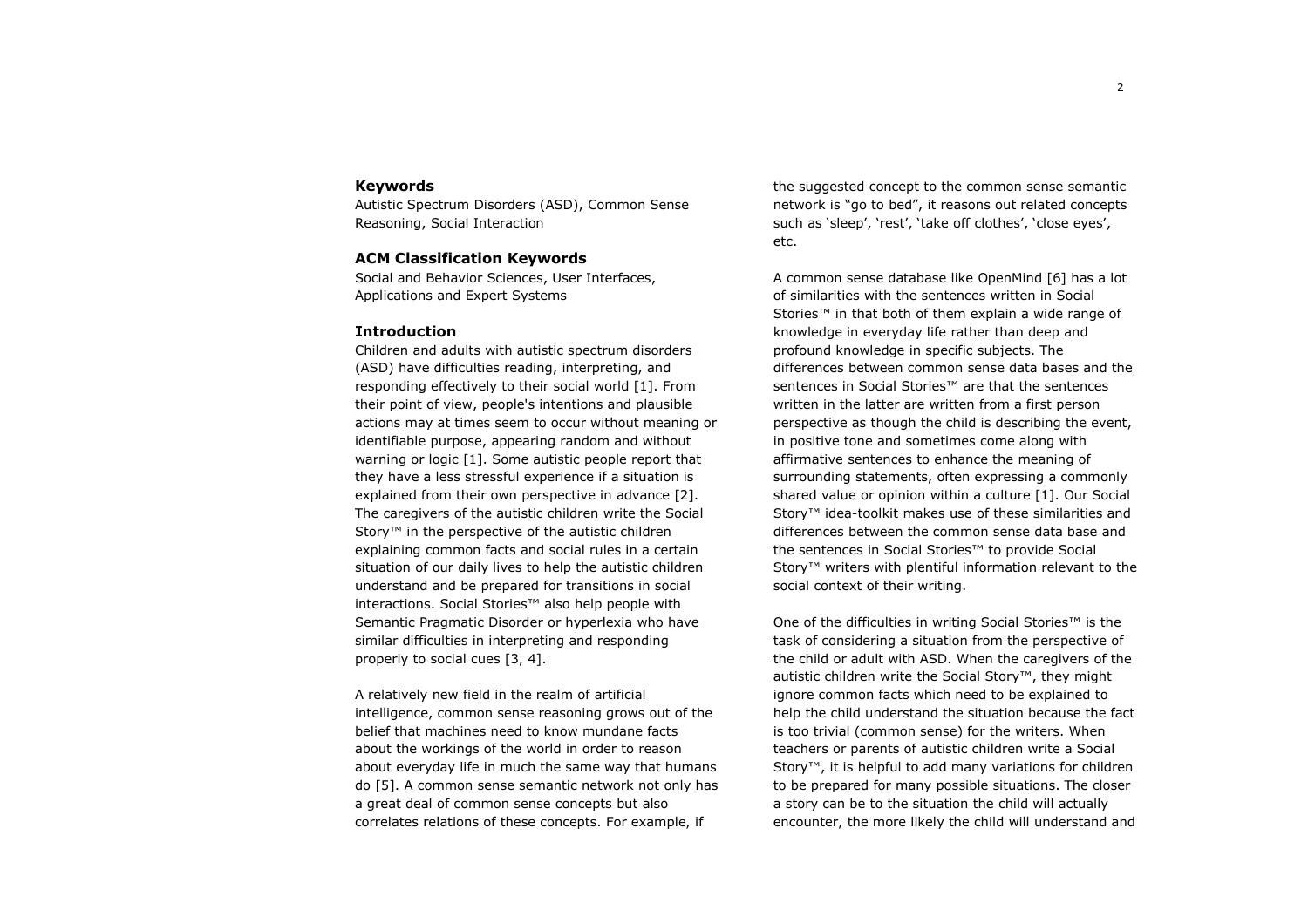## Keywords

Autistic Spectrum Disorders (ASD), Common Sense Reasoning, Social Interaction

## ACM Classification Keywords

Social and Behavior Sciences, User Interfaces, Applications and Expert Systems

## Introduction

Children and adults with autistic spectrum disorders (ASD) have difficulties reading, interpreting, and responding effectively to their social world [1]. From their point of view, people's intentions and plausible actions may at times seem to occur without meaning or identifiable purpose, appearing random and without warning or logic [1]. Some autistic people report that they have a less stressful experience if a situation is explained from their own perspective in advance [2]. The caregivers of the autistic children write the Social Story™ in the perspective of the autistic children explaining common facts and social rules in a certain situation of our daily lives to help the autistic children understand and be prepared for transitions in social interactions. Social Stories™ also help people with Semantic Pragmatic Disorder or hyperlexia who have similar difficulties in interpreting and responding properly to social cues [3, 4].

A relatively new field in the realm of artificial intelligence, common sense reasoning grows out of the belief that machines need to know mundane facts about the workings of the world in order to reason about everyday life in much the same way that humans do [5]. A common sense semantic network not only has a great deal of common sense concepts but also correlates relations of these concepts. For example, if the suggested concept to the common sense semantic network is "go to bed", it reasons out related concepts such as 'sleep', 'rest', 'take off clothes', 'close eyes', etc.

A common sense database like OpenMind [6] has a lot of similarities with the sentences written in Social Stories™ in that both of them explain a wide range of knowledge in everyday life rather than deep and profound knowledge in specific subjects. The differences between common sense data bases and the sentences in Social Stories™ are that the sentences written in the latter are written from a first person perspective as though the child is describing the event, in positive tone and sometimes come along with affirmative sentences to enhance the meaning of surrounding statements, often expressing a commonly shared value or opinion within a culture [1]. Our Social Story™ idea-toolkit makes use of these similarities and differences between the common sense data base and the sentences in Social Stories™ to provide Social Story™ writers with plentiful information relevant to the social context of their writing.

One of the difficulties in writing Social Stories™ is the task of considering a situation from the perspective of the child or adult with ASD. When the caregivers of the autistic children write the Social Story™, they might ignore common facts which need to be explained to help the child understand the situation because the fact is too trivial (common sense) for the writers. When teachers or parents of autistic children write a Social Story™, it is helpful to add many variations for children to be prepared for many possible situations. The closer a story can be to the situation the child will actually encounter, the more likely the child will understand and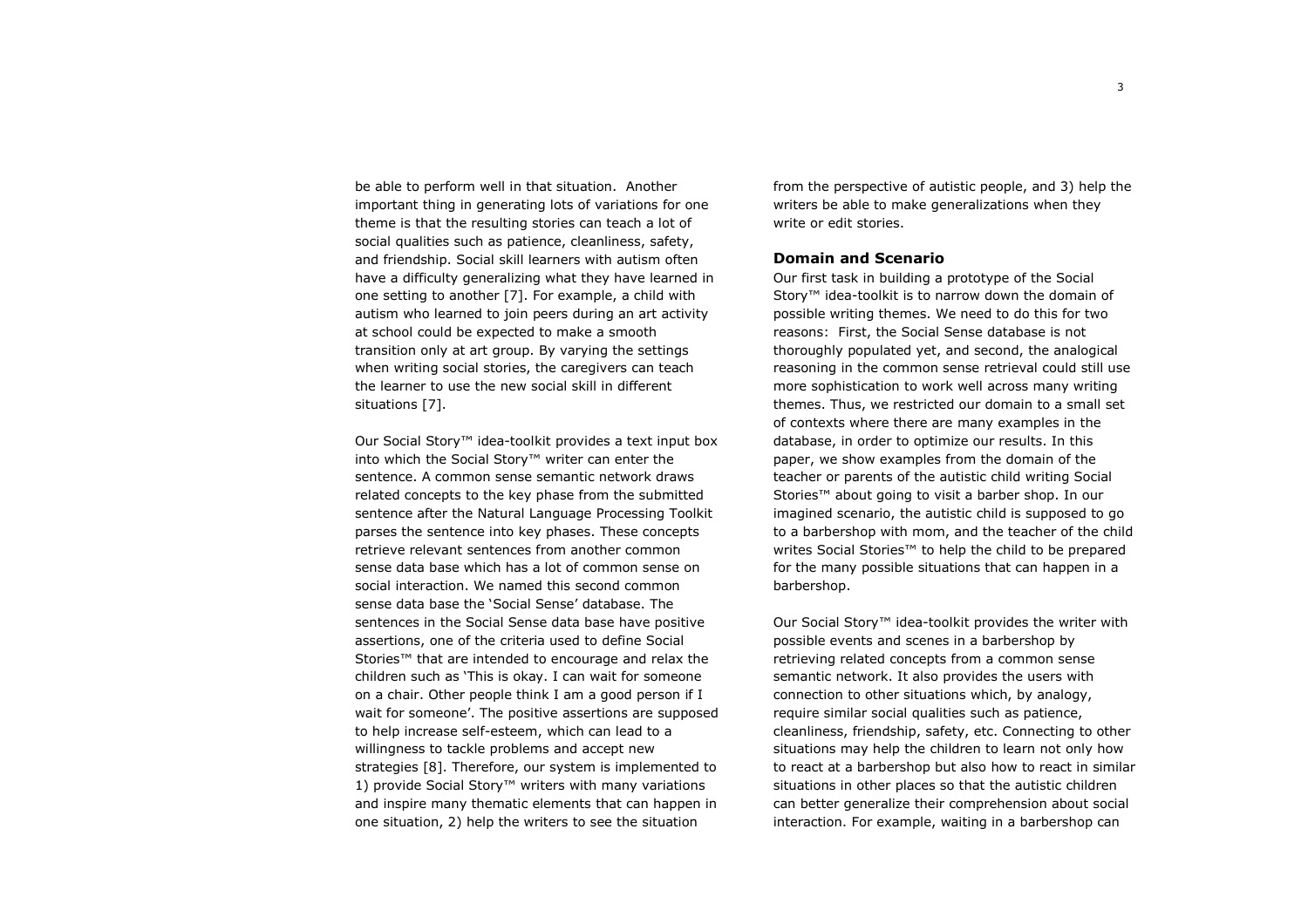be able to perform well in that situation. Another important thing in generating lots of variations for one theme is that the resulting stories can teach a lot of social qualities such as patience, cleanliness, safety, and friendship. Social skill learners with autism often have a difficulty generalizing what they have learned in one setting to another [7]. For example, a child with autism who learned to join peers during an art activity at school could be expected to make a smooth transition only at art group. By varying the settings when writing social stories, the caregivers can teach the learner to use the new social skill in different situations [7].

Our Social Story™ idea-toolkit provides a text input box into which the Social Story™ writer can enter the sentence. A common sense semantic network draws related concepts to the key phase from the submitted sentence after the Natural Language Processing Toolkit parses the sentence into key phases. These concepts retrieve relevant sentences from another common sense data base which has a lot of common sense on social interaction. We named this second common sense data base the 'Social Sense' database. The sentences in the Social Sense data base have positive assertions, one of the criteria used to define Social Stories™ that are intended to encourage and relax the children such as 'This is okay. I can wait for someone on a chair. Other people think I am a good person if I wait for someone'. The positive assertions are supposed to help increase self-esteem, which can lead to a willingness to tackle problems and accept new strategies [8]. Therefore, our system is implemented to 1) provide Social Story™ writers with many variations and inspire many thematic elements that can happen in one situation, 2) help the writers to see the situation from the perspective of autistic people, and 3) help the writers be able to make generalizations when they write or edit stories.

## Domain and Scenario

Our first task in building a prototype of the Social Story™ idea-toolkit is to narrow down the domain of possible writing themes. We need to do this for two reasons: First, the Social Sense database is not thoroughly populated yet, and second, the analogical reasoning in the common sense retrieval could still use more sophistication to work well across many writing themes. Thus, we restricted our domain to a small set of contexts where there are many examples in the database, in order to optimize our results. In this paper, we show examples from the domain of the teacher or parents of the autistic child writing Social Stories™ about going to visit a barber shop. In our imagined scenario, the autistic child is supposed to go to a barbershop with mom, and the teacher of the child writes Social Stories™ to help the child to be prepared for the many possible situations that can happen in a barbershop.

Our Social Story™ idea-toolkit provides the writer with possible events and scenes in a barbershop by retrieving related concepts from a common sense semantic network. It also provides the users with connection to other situations which, by analogy, require similar social qualities such as patience, cleanliness, friendship, safety, etc. Connecting to other situations may help the children to learn not only how to react at a barbershop but also how to react in similar situations in other places so that the autistic children can better generalize their comprehension about social interaction. For example, waiting in a barbershop can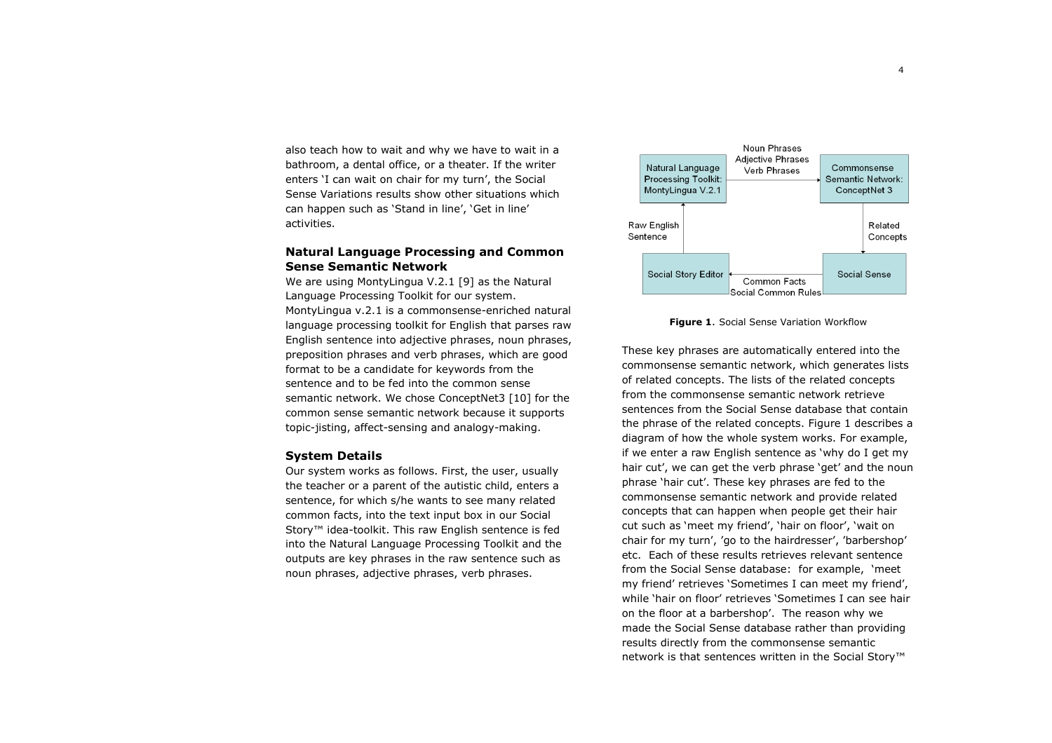also teach how to wait and why we have to wait in a bathroom, a dental office, or a theater. If the writer enters 'I can wait on chair for my turn', the Social Sense Variations results show other situations which can happen such as 'Stand in line', 'Get in line' activities.

## Natural Language Processing and Common Sense Semantic Network

We are using MontyLingua V.2.1 [9] as the Natural Language Processing Toolkit for our system. MontyLingua v.2.1 is a commonsense-enriched natural language processing toolkit for English that parses raw English sentence into adjective phrases, noun phrases, preposition phrases and verb phrases, which are good format to be a candidate for keywords from the sentence and to be fed into the common sense semantic network. We chose ConceptNet3 [10] for the common sense semantic network because it supports topic-jisting, affect-sensing and analogy-making.

## System Details

Our system works as follows. First, the user, usually the teacher or a parent of the autistic child, enters a sentence, for which s/he wants to see many related common facts, into the text input box in our Social Story™ idea-toolkit. This raw English sentence is fed into the Natural Language Processing Toolkit and the outputs are key phrases in the raw sentence such as noun phrases, adjective phrases, verb phrases.

Natural Language Processing Toolkit: MontyLingua V.2.1 → (Noun Phrases, Adjective Phrases, Verb Phrases) → Commonsense Semantic Network: ConceptNet 3 → (Related Concepts) → Social Sense → (Common Facts, Social Common Rules) → Social Story Editor → (Raw English Sentence) → Natural Language Processing Toolkit: MontyLingua V.2.1

**Figure 1**. Social Sense Variation Workflow

These key phrases are automatically entered into the commonsense semantic network, which generates lists of related concepts. The lists of the related concepts from the commonsense semantic network retrieve sentences from the Social Sense database that contain the phrase of the related concepts. Figure 1 describes a diagram of how the whole system works. For example, if we enter a raw English sentence as 'why do I get my hair cut', we can get the verb phrase 'get' and the noun phrase 'hair cut'. These key phrases are fed to the commonsense semantic network and provide related concepts that can happen when people get their hair cut such as 'meet my friend', 'hair on floor', 'wait on chair for my turn', 'go to the hairdresser', 'barbershop' etc. Each of these results retrieves relevant sentence from the Social Sense database: for example, 'meet my friend' retrieves 'Sometimes I can meet my friend', while 'hair on floor' retrieves 'Sometimes I can see hair on the floor at a barbershop'. The reason why we made the Social Sense database rather than providing results directly from the commonsense semantic network is that sentences written in the Social Story™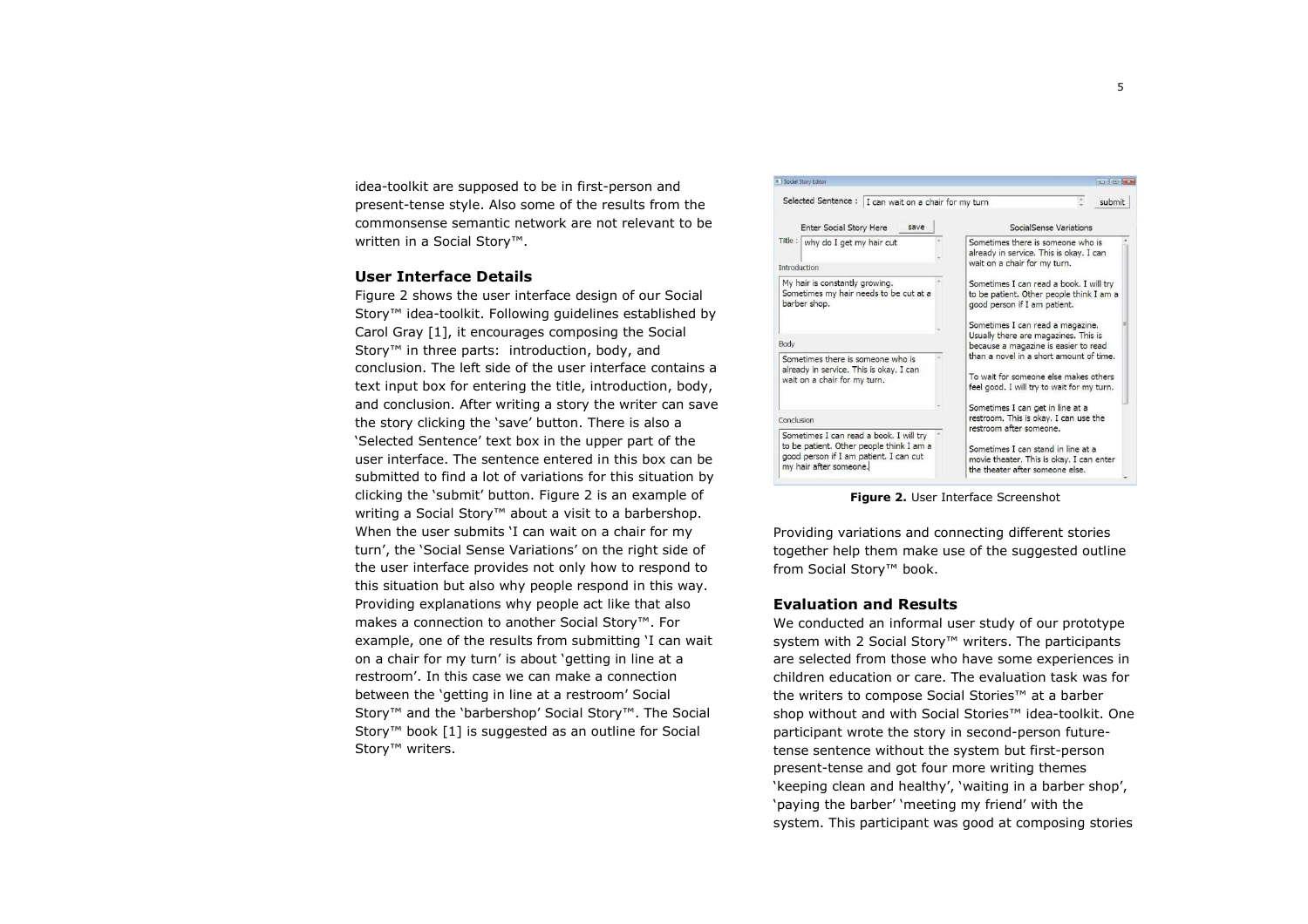idea-toolkit are supposed to be in first-person and present-tense style. Also some of the results from the commonsense semantic network are not relevant to be written in a Social Story™.

## User Interface Details

Figure 2 shows the user interface design of our Social Story™ idea-toolkit. Following guidelines established by Carol Gray [1], it encourages composing the Social Story™ in three parts: introduction, body, and conclusion. The left side of the user interface contains a text input box for entering the title, introduction, body, and conclusion. After writing a story the writer can save the story clicking the 'save' button. There is also a 'Selected Sentence' text box in the upper part of the user interface. The sentence entered in this box can be submitted to find a lot of variations for this situation by clicking the 'submit' button. Figure 2 is an example of writing a Social Story™ about a visit to a barbershop. When the user submits 'I can wait on a chair for my turn', the 'Social Sense Variations' on the right side of the user interface provides not only how to respond to this situation but also why people respond in this way. Providing explanations why people act like that also makes a connection to another Social Story™. For example, one of the results from submitting 'I can wait on a chair for my turn' is about 'getting in line at a restroom'. In this case we can make a connection between the 'getting in line at a restroom' Social Story™ and the 'barbershop' Social Story™. The Social Story™ book [1] is suggested as an outline for Social Story™ writers.

**Figure 2.** User Interface Screenshot

Providing variations and connecting different stories together help them make use of the suggested outline from Social Story™ book.

## Evaluation and Results

We conducted an informal user study of our prototype system with 2 Social Story™ writers. The participants are selected from those who have some experiences in children education or care. The evaluation task was for the writers to compose Social Stories™ at a barber shop without and with Social Stories™ idea-toolkit. One participant wrote the story in second-person future-tense sentence without the system but first-person present-tense and got four more writing themes 'keeping clean and healthy', 'waiting in a barber shop', 'paying the barber' 'meeting my friend' with the system. This participant was good at composing stories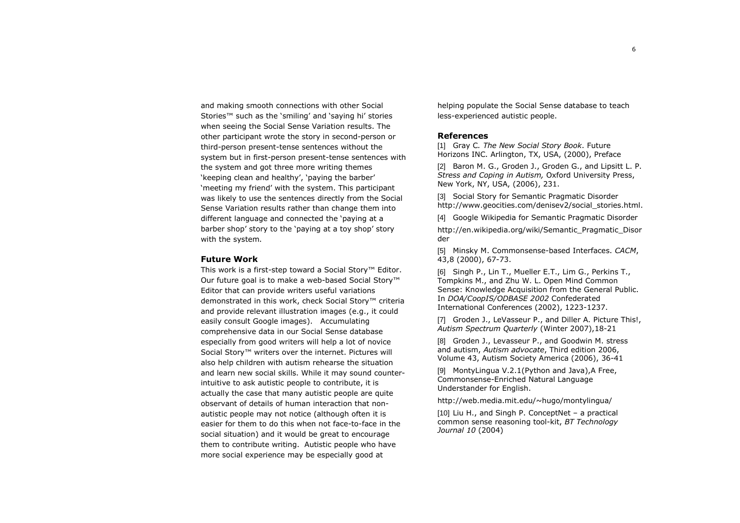and making smooth connections with other Social Stories™ such as the 'smiling' and 'saying hi' stories when seeing the Social Sense Variation results. The other participant wrote the story in second-person or third-person present-tense sentences without the system but in first-person present-tense sentences with the system and got three more writing themes 'keeping clean and healthy', 'paying the barber' 'meeting my friend' with the system. This participant was likely to use the sentences directly from the Social Sense Variation results rather than change them into different language and connected the 'paying at a barber shop' story to the 'paying at a toy shop' story with the system.

## Future Work

This work is a first-step toward a Social Story™ Editor. Our future goal is to make a web-based Social Story™ Editor that can provide writers useful variations demonstrated in this work, check Social Story™ criteria and provide relevant illustration images (e.g., it could easily consult Google images). Accumulating comprehensive data in our Social Sense database especially from good writers will help a lot of novice Social Story™ writers over the internet. Pictures will also help children with autism rehearse the situation and learn new social skills. While it may sound counter-intuitive to ask autistic people to contribute, it is actually the case that many autistic people are quite observant of details of human interaction that non-autistic people may not notice (although often it is easier for them to do this when not face-to-face in the social situation) and it would be great to encourage them to contribute writing. Autistic people who have more social experience may be especially good at helping populate the Social Sense database to teach less-experienced autistic people.

## References

[1] Gray C. *The New Social Story Book*. Future Horizons INC. Arlington, TX, USA, (2000), Preface

[2] Baron M. G., Groden J., Groden G., and Lipsitt L. P. *Stress and Coping in Autism,* Oxford University Press, New York, NY, USA, (2006), 231.

[3] Social Story for Semantic Pragmatic Disorder http://www.geocities.com/denisev2/social_stories.html.

[4] Google Wikipedia for Semantic Pragmatic Disorder

http://en.wikipedia.org/wiki/Semantic_Pragmatic_Disorder

[5] Minsky M. Commonsense-based Interfaces. *CACM*, 43,8 (2000), 67-73.

[6] Singh P., Lin T., Mueller E.T., Lim G., Perkins T., Tompkins M., and Zhu W. L. Open Mind Common Sense: Knowledge Acquisition from the General Public. In *DOA/CoopIS/ODBASE 2002* Confederated International Conferences (2002), 1223-1237.

[7] Groden J., LeVasseur P., and Diller A. Picture This!, *Autism Spectrum Quarterly* (Winter 2007),18-21

[8] Groden J., Levasseur P., and Goodwin M. stress and autism, *Autism advocate*, Third edition 2006, Volume 43, Autism Society America (2006), 36-41

[9] MontyLingua V.2.1(Python and Java),A Free, Commonsense-Enriched Natural Language Understander for English.

http://web.media.mit.edu/~hugo/montylingua/

[10] Liu H., and Singh P. ConceptNet – a practical common sense reasoning tool-kit, *BT Technology Journal 10* (2004)